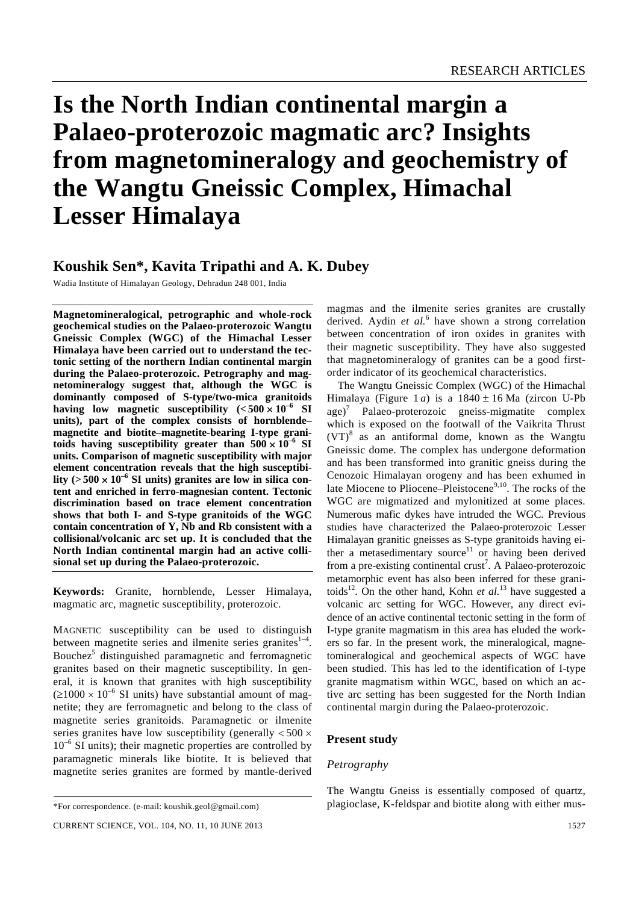# Is the North Indian continental margin a Palaeo-proterozoic magmatic arc? Insights from magnetomineralogy and geochemistry of the Wangtu Gneissic Complex, Himachal Lesser Himalaya

## Koushik Sen*, Kavita Tripathi and A. K. Dubey

Wadia Institute of Himalayan Geology, Dehradun 248 001, India

**Magnetomineralogical, petrographic and whole-rock geochemical studies on the Palaeo-proterozoic Wangtu Gneissic Complex (WGC) of the Himachal Lesser Himalaya have been carried out to understand the tectonic setting of the northern Indian continental margin during the Palaeo-proterozoic. Petrography and magnetomineralogy suggest that, although the WGC is dominantly composed of S-type/two-mica granitoids having low magnetic susceptibility ($< 500 \times 10^{-6}$ SI units), part of the complex consists of hornblende–magnetite and biotite–magnetite-bearing I-type granitoids having susceptibility greater than $500 \times 10^{-6}$ SI units. Comparison of magnetic susceptibility with major element concentration reveals that the high susceptibility ($> 500 \times 10^{-6}$ SI units) granites are low in silica content and enriched in ferro-magnesian content. Tectonic discrimination based on trace element concentration shows that both I- and S-type granitoids of the WGC contain concentration of Y, Nb and Rb consistent with a collisional/volcanic arc set up. It is concluded that the North Indian continental margin had an active collisional set up during the Palaeo-proterozoic.**

**Keywords:** Granite, hornblende, Lesser Himalaya, magmatic arc, magnetic susceptibility, proterozoic.

MAGNETIC susceptibility can be used to distinguish between magnetite series and ilmenite series granites[1–4]. Bouchez[5] distinguished paramagnetic and ferromagnetic granites based on their magnetic susceptibility. In general, it is known that granites with high susceptibility ($\geq 1000 \times 10^{-6}$ SI units) have substantial amount of magnetite; they are ferromagnetic and belong to the class of magnetite series granitoids. Paramagnetic or ilmenite series granites have low susceptibility (generally $< 500 \times 10^{-6}$ SI units); their magnetic properties are controlled by paramagnetic minerals like biotite. It is believed that magnetite series granites are formed by mantle-derived magmas and the ilmenite series granites are crustally derived. Aydin *et al.*[6] have shown a strong correlation between concentration of iron oxides in granites with their magnetic susceptibility. They have also suggested that magnetomineralogy of granites can be a good first-order indicator of its geochemical characteristics.

The Wangtu Gneissic Complex (WGC) of the Himachal Himalaya (Figure 1 *a*) is a $1840 \pm 16$ Ma (zircon U-Pb age)[7] Palaeo-proterozoic gneiss-migmatite complex which is exposed on the footwall of the Vaikrita Thrust (VT)[8] as an antiformal dome, known as the Wangtu Gneissic dome. The complex has undergone deformation and has been transformed into granitic gneiss during the Cenozoic Himalayan orogeny and has been exhumed in late Miocene to Pliocene–Pleistocene[9,10]. The rocks of the WGC are migmatized and mylonitized at some places. Numerous mafic dykes have intruded the WGC. Previous studies have characterized the Palaeo-proterozoic Lesser Himalayan granitic gneisses as S-type granitoids having either a metasedimentary source[11] or having been derived from a pre-existing continental crust[7]. A Palaeo-proterozoic metamorphic event has also been inferred for these granitoids[12]. On the other hand, Kohn *et al.*[13] have suggested a volcanic arc setting for WGC. However, any direct evidence of an active continental tectonic setting in the form of I-type granite magmatism in this area has eluded the workers so far. In the present work, the mineralogical, magnetomineralogical and geochemical aspects of WGC have been studied. This has led to the identification of I-type granite magmatism within WGC, based on which an active arc setting has been suggested for the North Indian continental margin during the Palaeo-proterozoic.

## Present study

### Petrography

The Wangtu Gneiss is essentially composed of quartz, plagioclase, K-feldspar and biotite along with either mus-

\*For correspondence. (e-mail: koushik.geol@gmail.com)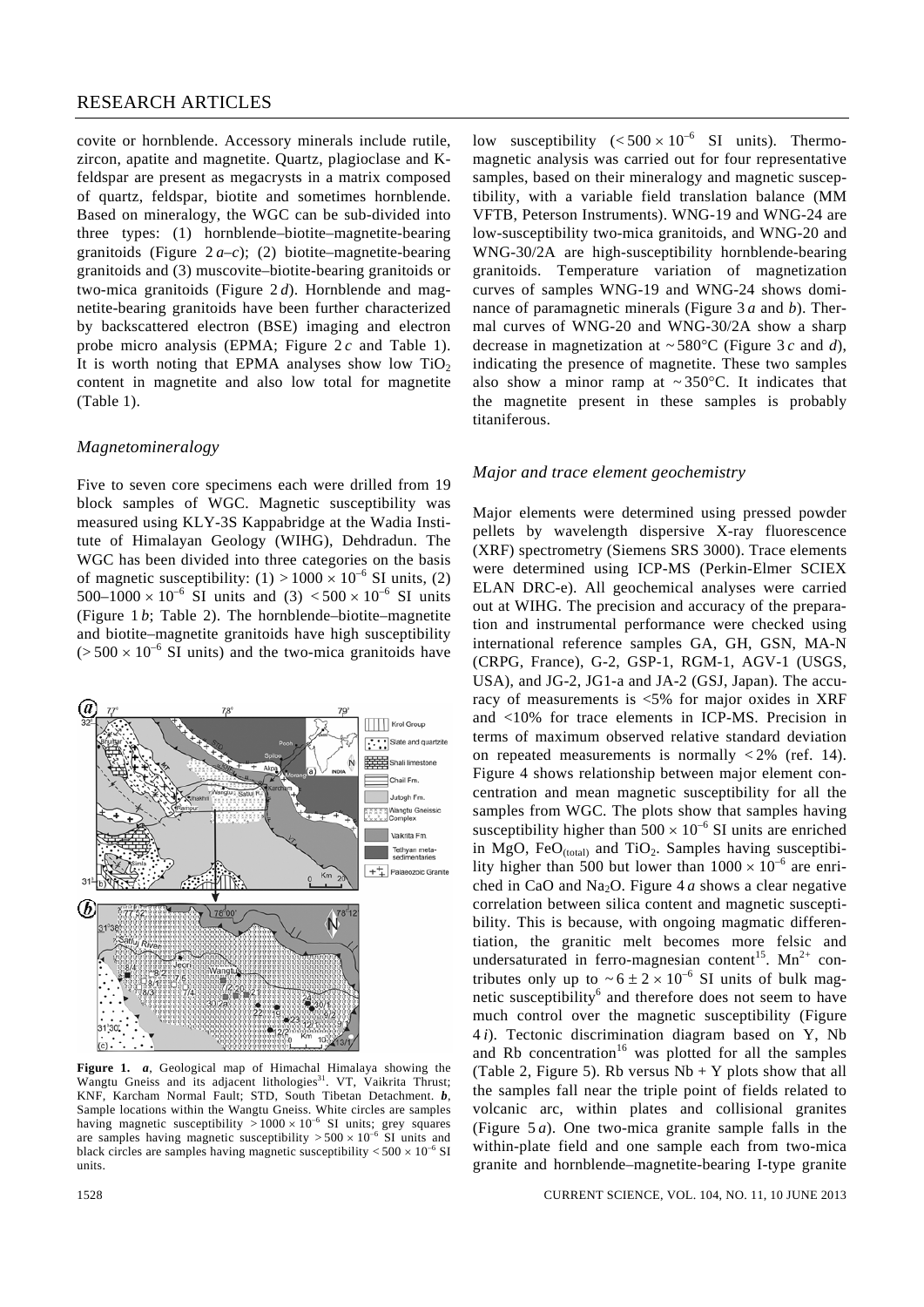covite or hornblende. Accessory minerals include rutile, zircon, apatite and magnetite. Quartz, plagioclase and K-feldspar are present as megacrysts in a matrix composed of quartz, feldspar, biotite and sometimes hornblende. Based on mineralogy, the WGC can be sub-divided into three types: (1) hornblende–biotite–magnetite-bearing granitoids (Figure 2 *a*–*c*); (2) biotite–magnetite-bearing granitoids and (3) muscovite–biotite-bearing granitoids or two-mica granitoids (Figure 2 *d*). Hornblende and magnetite-bearing granitoids have been further characterized by backscattered electron (BSE) imaging and electron probe micro analysis (EPMA; Figure 2 *c* and Table 1). It is worth noting that EPMA analyses show low $TiO_2$ content in magnetite and also low total for magnetite (Table 1).

### *Magnetomineralogy*

Five to seven core specimens each were drilled from 19 block samples of WGC. Magnetic susceptibility was measured using KLY-3S Kappabridge at the Wadia Institute of Himalayan Geology (WIHG), Dehdradun. The WGC has been divided into three categories on the basis of magnetic susceptibility: (1) $> 1000 \times 10^{-6}$ SI units, (2) $500–1000 \times 10^{-6}$ SI units and (3) $< 500 \times 10^{-6}$ SI units (Figure 1 *b*; Table 2). The hornblende–biotite–magnetite and biotite–magnetite granitoids have high susceptibility ($> 500 \times 10^{-6}$ SI units) and the two-mica granitoids have low susceptibility ($< 500 \times 10^{-6}$ SI units). Thermomagnetic analysis was carried out for four representative samples, based on their mineralogy and magnetic susceptibility, with a variable field translation balance (MM VFTB, Peterson Instruments). WNG-19 and WNG-24 are low-susceptibility two-mica granitoids, and WNG-20 and WNG-30/2A are high-susceptibility hornblende-bearing granitoids. Temperature variation of magnetization curves of samples WNG-19 and WNG-24 shows dominance of paramagnetic minerals (Figure 3 *a* and *b*). Thermal curves of WNG-20 and WNG-30/2A show a sharp decrease in magnetization at ~ 580°C (Figure 3 *c* and *d*), indicating the presence of magnetite. These two samples also show a minor ramp at ~ 350°C. It indicates that the magnetite present in these samples is probably titaniferous.

**Figure 1.** ***a***, Geological map of Himachal Himalaya showing the Wangtu Gneiss and its adjacent lithologies[31]. VT, Vaikrita Thrust; KNF, Karcham Normal Fault; STD, South Tibetan Detachment. ***b***, Sample locations within the Wangtu Gneiss. White circles are samples having magnetic susceptibility $> 1000 \times 10^{-6}$ SI units; grey squares are samples having magnetic susceptibility $> 500 \times 10^{-6}$ SI units and black circles are samples having magnetic susceptibility $< 500 \times 10^{-6}$ SI units.

### *Major and trace element geochemistry*

Major elements were determined using pressed powder pellets by wavelength dispersive X-ray fluorescence (XRF) spectrometry (Siemens SRS 3000). Trace elements were determined using ICP-MS (Perkin-Elmer SCIEX ELAN DRC-e). All geochemical analyses were carried out at WIHG. The precision and accuracy of the preparation and instrumental performance were checked using international reference samples GA, GH, GSN, MA-N (CRPG, France), G-2, GSP-1, RGM-1, AGV-1 (USGS, USA), and JG-2, JG1-a and JA-2 (GSJ, Japan). The accuracy of measurements is <5% for major oxides in XRF and <10% for trace elements in ICP-MS. Precision in terms of maximum observed relative standard deviation on repeated measurements is normally < 2% (ref. 14). Figure 4 shows relationship between major element concentration and mean magnetic susceptibility for all the samples from WGC. The plots show that samples having susceptibility higher than $500 \times 10^{-6}$ SI units are enriched in MgO, $FeO_{(total)}$ and $TiO_2$. Samples having susceptibility higher than 500 but lower than $1000 \times 10^{-6}$ are enriched in CaO and $Na_2O$. Figure 4 *a* shows a clear negative correlation between silica content and magnetic susceptibility. This is because, with ongoing magmatic differentiation, the granitic melt becomes more felsic and undersaturated in ferro-magnesian content[15]. $Mn^{2+}$ contributes only up to $\sim 6 \pm 2 \times 10^{-6}$ SI units of bulk magnetic susceptibility[6] and therefore does not seem to have much control over the magnetic susceptibility (Figure 4 *i*). Tectonic discrimination diagram based on Y, Nb and Rb concentration[16] was plotted for all the samples (Table 2, Figure 5). Rb versus Nb + Y plots show that all the samples fall near the triple point of fields related to volcanic arc, within plates and collisional granites (Figure 5 *a*). One two-mica granite sample falls in the within-plate field and one sample each from two-mica granite and hornblende–magnetite-bearing I-type granite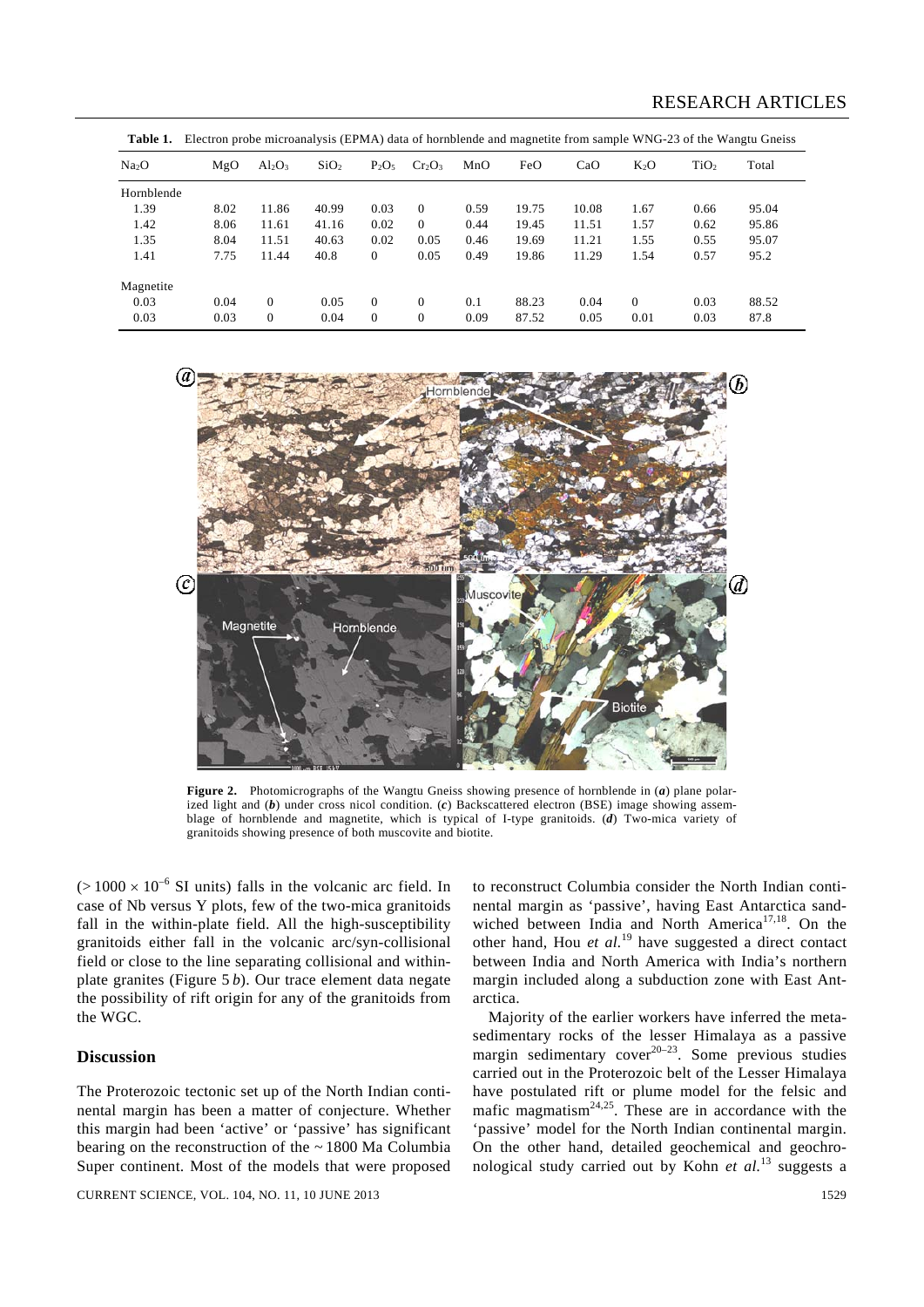**Table 1.** Electron probe microanalysis (EPMA) data of hornblende and magnetite from sample WNG-23 of the Wangtu Gneiss

| $Na_2O$ | MgO | $Al_2O_3$ | $SiO_2$ | $P_2O_5$ | $Cr_2O_3$ | MnO | FeO | CaO | $K_2O$ | $TiO_2$ | Total |
|---|---|---|---|---|---|---|---|---|---|---|---|
| Hornblende | | | | | | | | | | | |
| 1.39 | 8.02 | 11.86 | 40.99 | 0.03 | 0 | 0.59 | 19.75 | 10.08 | 1.67 | 0.66 | 95.04 |
| 1.42 | 8.06 | 11.61 | 41.16 | 0.02 | 0 | 0.44 | 19.45 | 11.51 | 1.57 | 0.62 | 95.86 |
| 1.35 | 8.04 | 11.51 | 40.63 | 0.02 | 0.05 | 0.46 | 19.69 | 11.21 | 1.55 | 0.55 | 95.07 |
| 1.41 | 7.75 | 11.44 | 40.8 | 0 | 0.05 | 0.49 | 19.86 | 11.29 | 1.54 | 0.57 | 95.2 |
| Magnetite | | | | | | | | | | | |
| 0.03 | 0.04 | 0 | 0.05 | 0 | 0 | 0.1 | 88.23 | 0.04 | 0 | 0.03 | 88.52 |
| 0.03 | 0.03 | 0 | 0.04 | 0 | 0 | 0.09 | 87.52 | 0.05 | 0.01 | 0.03 | 87.8 |

**Figure 2.** Photomicrographs of the Wangtu Gneiss showing presence of hornblende in (***a***) plane polarized light and (***b***) under cross nicol condition. (***c***) Backscattered electron (BSE) image showing assemblage of hornblende and magnetite, which is typical of I-type granitoids. (***d***) Two-mica variety of granitoids showing presence of both muscovite and biotite.

($> 1000 \times 10^{-6}$ SI units) falls in the volcanic arc field. In case of Nb versus Y plots, few of the two-mica granitoids fall in the within-plate field. All the high-susceptibility granitoids either fall in the volcanic arc/syn-collisional field or close to the line separating collisional and within-plate granites (Figure 5 *b*). Our trace element data negate the possibility of rift origin for any of the granitoids from the WGC.

## Discussion

The Proterozoic tectonic set up of the North Indian continental margin has been a matter of conjecture. Whether this margin had been 'active' or 'passive' has significant bearing on the reconstruction of the ~ 1800 Ma Columbia Super continent. Most of the models that were proposed to reconstruct Columbia consider the North Indian continental margin as 'passive', having East Antarctica sandwiched between India and North America[17,18]. On the other hand, Hou *et al.*[19] have suggested a direct contact between India and North America with India's northern margin included along a subduction zone with East Antarctica.

Majority of the earlier workers have inferred the metasedimentary rocks of the lesser Himalaya as a passive margin sedimentary cover[20–23]. Some previous studies carried out in the Proterozoic belt of the Lesser Himalaya have postulated rift or plume model for the felsic and mafic magmatism[24,25]. These are in accordance with the 'passive' model for the North Indian continental margin. On the other hand, detailed geochemical and geochronological study carried out by Kohn *et al.*[13] suggests a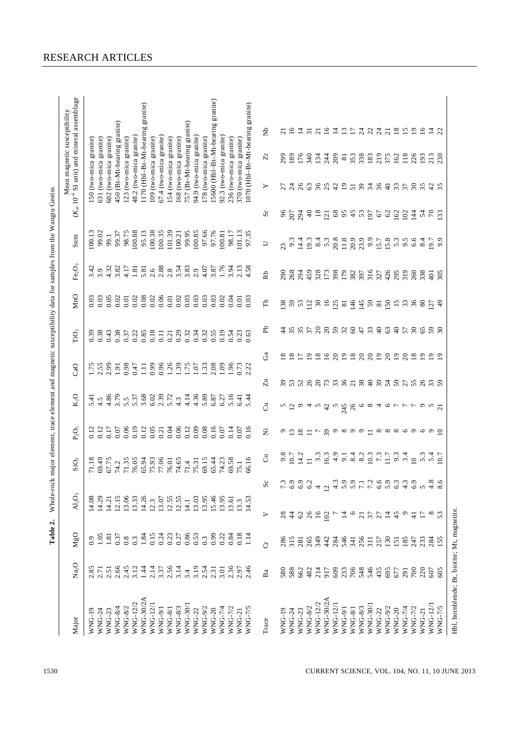**Table 2.** Whole-rock major element, trace element and magnetic susceptibility data for samples from the Wangtu Gneiss

| Major | $Na_2O$ | MgO | $Al_2O_3$ | $SiO_2$ | $P_2O_5$ | $K_2O$ | CaO | $TiO_2$ | MnO | $Fe_2O_3$ | Sum | Mean magnetic susceptibility ($K_m$ $10^{-6}$ SI unit) and mineral assemblage |
|---|---|---|---|---|---|---|---|---|---|---|---|---|
| WNG-19 | 2.85 | 0.9 | 14.08 | 71.18 | 0.12 | 5.41 | 1.75 | 0.39 | 0.03 | 3.42 | 100.13 | 150 (two-mica granite) |
| WNG-24 | 2.71 | 1.05 | 14.29 | 69.49 | 0.12 | 4.5 | 2.55 | 0.38 | 0.03 | 3.9 | 99.02 | 631 (two-mica granite) |
| WNG-23 | 2.51 | 1.81 | 14.21 | 67.75 | 0.17 | 4.86 | 2.99 | 0.43 | 0.05 | 4.32 | 99.1 | 602 (two-mica granite) |
| WNG-8/4 | 2.66 | 0.37 | 12.15 | 74.2 | 0.07 | 3.79 | 1.91 | 0.38 | 0.02 | 3.82 | 99.37 | 450 (Bt–Mt-bearing granite) |
| WNG-8/2 | 2.45 | 0.8 | 13.06 | 71.35 | 0.06 | 5.5 | 0.98 | 0.37 | 0.01 | 4.17 | 98.75 | 123 (two-mica granite) |
| WNG-12/2 | 3.12 | 0.3 | 13.33 | 76.05 | 0.19 | 5.37 | 0.47 | 0.22 | 0.02 | 1.81 | 100.88 | 48.2 (two-mica granite) |
| WNG-30/2A | 1.44 | 1.84 | 14.26 | 65.94 | 0.12 | 3.68 | 1.11 | 0.85 | 0.08 | 5.81 | 95.13 | 1170 (Hbl–Bt–Mt-bearing granite) |
| WNG-12/1 | 2.14 | 0.15 | 12.3 | 75.93 | 0.05 | 6.02 | 0.99 | 0.18 | 0.02 | 2.6 | 100.38 | 109 (two-mica granite) |
| WNG-9/1 | 3.37 | 0.24 | 13.07 | 77.06 | 0.21 | 2.39 | 0.96 | 0.11 | 0.06 | 2.88 | 100.35 | 67.4 (two-mica granite) |
| WNG-8/1 | 2.56 | 0.23 | 12.55 | 76.01 | 0.04 | 5.72 | 1.26 | 0.21 | 0.01 | 2.8 | 101.39 | 154 (two-mica granite) |
| WNG-8/3 | 3.14 | 0.27 | 12.55 | 74.65 | 0.06 | 4.3 | 1.39 | 0.29 | 0.02 | 3.54 | 100.21 | 168 (two-mica granite) |
| WNG-30/1 | 3.4 | 0.86 | 14.1 | 71.4 | 0.12 | 4.14 | 1.75 | 0.32 | 0.03 | 3.83 | 99.95 | 757 (Bt–Mt-bearing granite) |
| WNG-22 | 3.19 | 0.53 | 13.03 | 75.31 | 0.09 | 4.36 | 1.07 | 0.34 | 0.03 | 2.9 | 100.85 | 94.9 (two-mica granite) |
| WNG-9/2 | 2.54 | 0.3 | 13.95 | 69.15 | 0.08 | 5.89 | 1.33 | 0.32 | 0.03 | 4.07 | 97.66 | 178 (two-mica granite) |
| WNG-20 | 2.31 | 0.99 | 15.46 | 65.44 | 0.16 | 6.87 | 2.08 | 0.55 | 0.03 | 3.87 | 97.76 | 15600 (Hbl–Bt–Mt-bearing granite) |
| WNG-7/4 | 3.01 | 0.22 | 13.95 | 74.23 | 0.07 | 6.27 | 1.09 | 0.19 | 0.02 | 1.76 | 100.81 | 92.3 (two-mica granite) |
| WNG-7/2 | 2.36 | 0.84 | 13.61 | 69.58 | 0.14 | 5.16 | 1.96 | 0.54 | 0.04 | 3.94 | 98.17 | 236 (two-mica granite) |
| WNG-21 | 2.97 | 0.18 | 13.3 | 75.1 | 0.07 | 6.41 | 0.73 | 0.23 | 0.01 | 2.13 | 101.13 | 370 (two-mica granite) |
| WNG-7/5 | 2.46 | 1.14 | 14.53 | 66.16 | 0.16 | 5.44 | 2.22 | 0.63 | 0.03 | 4.58 | 97.35 | 1070 (Hbl–Bt–Mt-bearing granite) |

| Trace | Ba | Cr | V | Sc | Co | Ni | Cu | Zn | Ga | Pb | Th | Rb | U | Sr | Y | Zr | Nb |
|---|---|---|---|---|---|---|---|---|---|---|---|---|---|---|---|---|---|
| WNG-19 | 580 | 286 | 28 | 7.3 | 9.8 | 9 | 5 | 39 | 18 | 44 | 138 | 290 | 23 | 96 | 27 | 299 | 21 |
| WNG-24 | 588 | 315 | 44 | 6.9 | 10.7 | 13 | 12 | 53 | 18 | 35 | 59 | 268 | 9.3 | 207 | 24 | 189 | 16 |
| WNG-23 | 662 | 281 | 62 | 6.9 | 14.2 | 18 | 9 | 52 | 17 | 35 | 53 | 294 | 14.4 | 294 | 26 | 176 | 14 |
| WNG-8/2 | 482 | 265 | 26 | 6.2 | 11 | 11 | 4 | 26 | 19 | 37 | 112 | 459 | 19.3 | 40 | 63 | 340 | 31 |
| WNG-12/2 | 214 | 349 | 16 | 4 | 3.3 | 7 | 5 | 20 | 18 | 20 | 30 | 328 | 8.4 | 18 | 36 | 134 | 21 |
| WNG-30/2A | 917 | 442 | 102 | 12 | 16.3 | 39 | 42 | 73 | 16 | 20 | 16 | 173 | 5.3 | 121 | 25 | 244 | 16 |
| WNG-12/1 | 609 | 284 | 7 | 4.3 | 4.9 | 9 | 5 | 33 | 20 | 59 | 125 | 398 | 20.8 | 68 | 42 | 209 | 14 |
| WNG-9/1 | 233 | 546 | 14 | 5.9 | 9.1 | 8 | 245 | 36 | 19 | 32 | 81 | 179 | 11.8 | 95 | 19 | 81 | 13 |
| WNG-8/1 | 706 | 341 | 6 | 5.9 | 8.4 | 9 | 26 | 21 | 18 | 60 | 146 | 382 | 20.9 | 45 | 51 | 353 | 17 |
| WNG-8/3 | 548 | 256 | 21 | 7.1 | 8.2 | 9 | 6 | 38 | 20 | 47 | 145 | 397 | 23.9 | 53 | 39 | 338 | 24 |
| WNG-30/1 | 546 | 311 | 37 | 7.2 | 10.3 | 11 | 8 | 40 | 20 | 33 | 59 | 316 | 9.9 | 197 | 34 | 183 | 22 |
| WNG-22 | 435 | 257 | 27 | 6.6 | 7.3 | 8 | 4 | 39 | 19 | 40 | 81 | 327 | 15.7 | 67 | 36 | 219 | 24 |
| WNG-9/2 | 695 | 130 | 14 | 5.9 | 11.7 | 8 | 6 | 54 | 20 | 63 | 150 | 426 | 15.8 | 62 | 40 | 375 | 21 |
| WNG-20 | 677 | 151 | 45 | 6.3 | 9.3 | 8 | 7 | 59 | 19 | 40 | 15 | 295 | 5.3 | 162 | 33 | 162 | 18 |
| WNG-7/4 | 291 | 185 | 9 | 4.3 | 3.4 | 6 | 7 | 21 | 20 | 57 | 33 | 319 | 9.5 | 102 | 37 | 118 | 15 |
| WNG-7/2 | 700 | 247 | 41 | 6.9 | 10 | 9 | 7 | 27 | 18 | 30 | 36 | 260 | 6.6 | 144 | 30 | 226 | 19 |
| WNG-21 | 220 | 233 | 17 | 5 | 6 | 6 | 9 | 55 | 19 | 65 | 80 | 338 | 8.4 | 54 | 35 | 193 | 16 |
| WNG-12/1 | 607 | 284 | 8 | 4.8 | 5.3 | 9 | 5 | 26 | 19 | 59 | 127 | 401 | 19.7 | 70 | 42 | 213 | 14 |
| WNG-7/5 | 605 | 155 | 53 | 8.6 | 5.4 | 10 | 21 | 33 | 19 | 30 | 49 | 305 | 9.9 | 133 | 35 | 230 | 22 |

Hbl, hornblende; Bt, biotite; Mt, magnetite.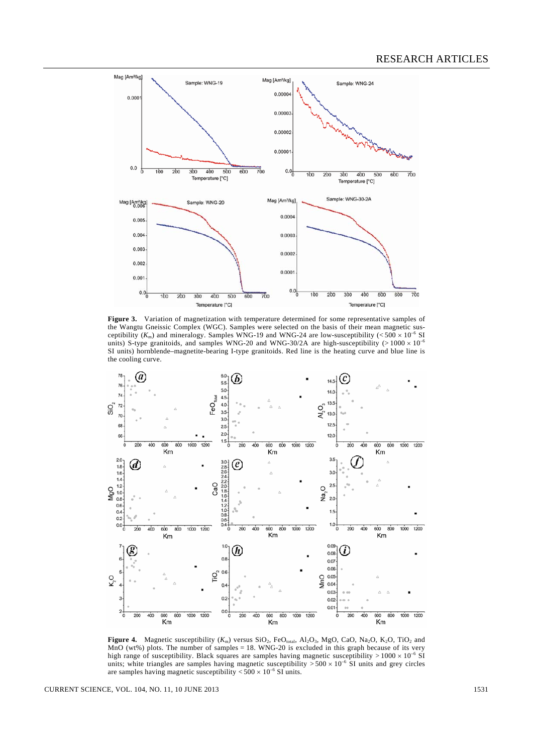**Figure 3.** Variation of magnetization with temperature determined for some representative samples of the Wangtu Gneissic Complex (WGC). Samples were selected on the basis of their mean magnetic susceptibility ($K_m$) and mineralogy. Samples WNG-19 and WNG-24 are low-susceptibility ($< 500 \times 10^{-6}$ SI units) S-type granitoids, and samples WNG-20 and WNG-30/2A are high-susceptibility ($> 1000 \times 10^{-6}$ SI units) hornblende–magnetite-bearing I-type granitoids. Red line is the heating curve and blue line is the cooling curve.

**Figure 4.** Magnetic susceptibility ($K_m$) versus $SiO_2$, $FeO_{total}$, $Al_2O_3$, MgO, CaO, $Na_2O$, $K_2O$, $TiO_2$ and MnO (wt%) plots. The number of samples = 18. WNG-20 is excluded in this graph because of its very high range of susceptibility. Black squares are samples having magnetic susceptibility $> 1000 \times 10^{-6}$ SI units; white triangles are samples having magnetic susceptibility $> 500 \times 10^{-6}$ SI units and grey circles are samples having magnetic susceptibility $< 500 \times 10^{-6}$ SI units.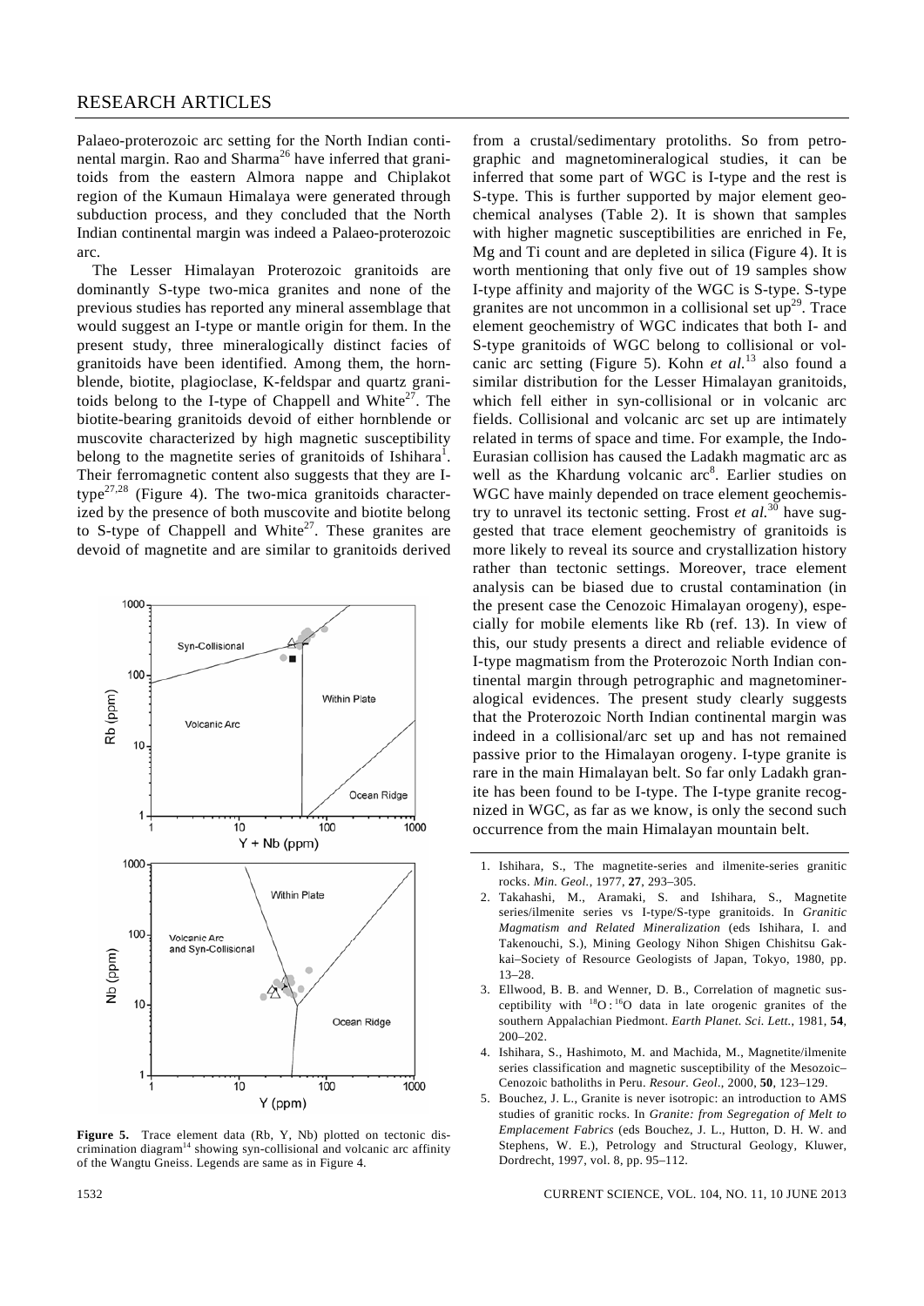Palaeo-proterozoic arc setting for the North Indian continental margin. Rao and Sharma[26] have inferred that granitoids from the eastern Almora nappe and Chiplakot region of the Kumaun Himalaya were generated through subduction process, and they concluded that the North Indian continental margin was indeed a Palaeo-proterozoic arc.

The Lesser Himalayan Proterozoic granitoids are dominantly S-type two-mica granites and none of the previous studies has reported any mineral assemblage that would suggest an I-type or mantle origin for them. In the present study, three mineralogically distinct facies of granitoids have been identified. Among them, the hornblende, biotite, plagioclase, K-feldspar and quartz granitoids belong to the I-type of Chappell and White[27]. The biotite-bearing granitoids devoid of either hornblende or muscovite characterized by high magnetic susceptibility belong to the magnetite series of granitoids of Ishihara[1]. Their ferromagnetic content also suggests that they are I-type[27,28] (Figure 4). The two-mica granitoids characterized by the presence of both muscovite and biotite belong to S-type of Chappell and White[27]. These granites are devoid of magnetite and are similar to granitoids derived from a crustal/sedimentary protoliths. So from petrographic and magnetomineralogical studies, it can be inferred that some part of WGC is I-type and the rest is S-type. This is further supported by major element geochemical analyses (Table 2). It is shown that samples with higher magnetic susceptibilities are enriched in Fe, Mg and Ti count and are depleted in silica (Figure 4). It is worth mentioning that only five out of 19 samples show I-type affinity and majority of the WGC is S-type. S-type granites are not uncommon in a collisional set up[29]. Trace element geochemistry of WGC indicates that both I- and S-type granitoids of WGC belong to collisional or volcanic arc setting (Figure 5). Kohn *et al.*[13] also found a similar distribution for the Lesser Himalayan granitoids, which fell either in syn-collisional or in volcanic arc fields. Collisional and volcanic arc set up are intimately related in terms of space and time. For example, the Indo-Eurasian collision has caused the Ladakh magmatic arc as well as the Khardung volcanic arc[8]. Earlier studies on WGC have mainly depended on trace element geochemistry to unravel its tectonic setting. Frost *et al.*[30] have suggested that trace element geochemistry of granitoids is more likely to reveal its source and crystallization history rather than tectonic settings. Moreover, trace element analysis can be biased due to crustal contamination (in the present case the Cenozoic Himalayan orogeny), especially for mobile elements like Rb (ref. 13). In view of this, our study presents a direct and reliable evidence of I-type magmatism from the Proterozoic North Indian continental margin through petrographic and magnetomineralogical evidences. The present study clearly suggests that the Proterozoic North Indian continental margin was indeed in a collisional/arc set up and has not remained passive prior to the Himalayan orogeny. I-type granite is rare in the main Himalayan belt. So far only Ladakh granite has been found to be I-type. The I-type granite recognized in WGC, as far as we know, is only the second such occurrence from the main Himalayan mountain belt.

**Figure 5.** Trace element data (Rb, Y, Nb) plotted on tectonic discrimination diagram[14] showing syn-collisional and volcanic arc affinity of the Wangtu Gneiss. Legends are same as in Figure 4.

1. Ishihara, S., The magnetite-series and ilmenite-series granitic rocks. *Min. Geol.*, 1977, **27**, 293–305.
2. Takahashi, M., Aramaki, S. and Ishihara, S., Magnetite series/ilmenite series vs I-type/S-type granitoids. In *Granitic Magmatism and Related Mineralization* (eds Ishihara, I. and Takenouchi, S.), Mining Geology Nihon Shigen Chishitsu Gakkai–Society of Resource Geologists of Japan, Tokyo, 1980, pp. 13–28.
3. Ellwood, B. B. and Wenner, D. B., Correlation of magnetic susceptibility with $^{18}O:^{16}O$ data in late orogenic granites of the southern Appalachian Piedmont. *Earth Planet. Sci. Lett.*, 1981, **54**, 200–202.
4. Ishihara, S., Hashimoto, M. and Machida, M., Magnetite/ilmenite series classification and magnetic susceptibility of the Mesozoic–Cenozoic batholiths in Peru. *Resour. Geol.*, 2000, **50**, 123–129.
5. Bouchez, J. L., Granite is never isotropic: an introduction to AMS studies of granitic rocks. In *Granite: from Segregation of Melt to Emplacement Fabrics* (eds Bouchez, J. L., Hutton, D. H. W. and Stephens, W. E.), Petrology and Structural Geology, Kluwer, Dordrecht, 1997, vol. 8, pp. 95–112.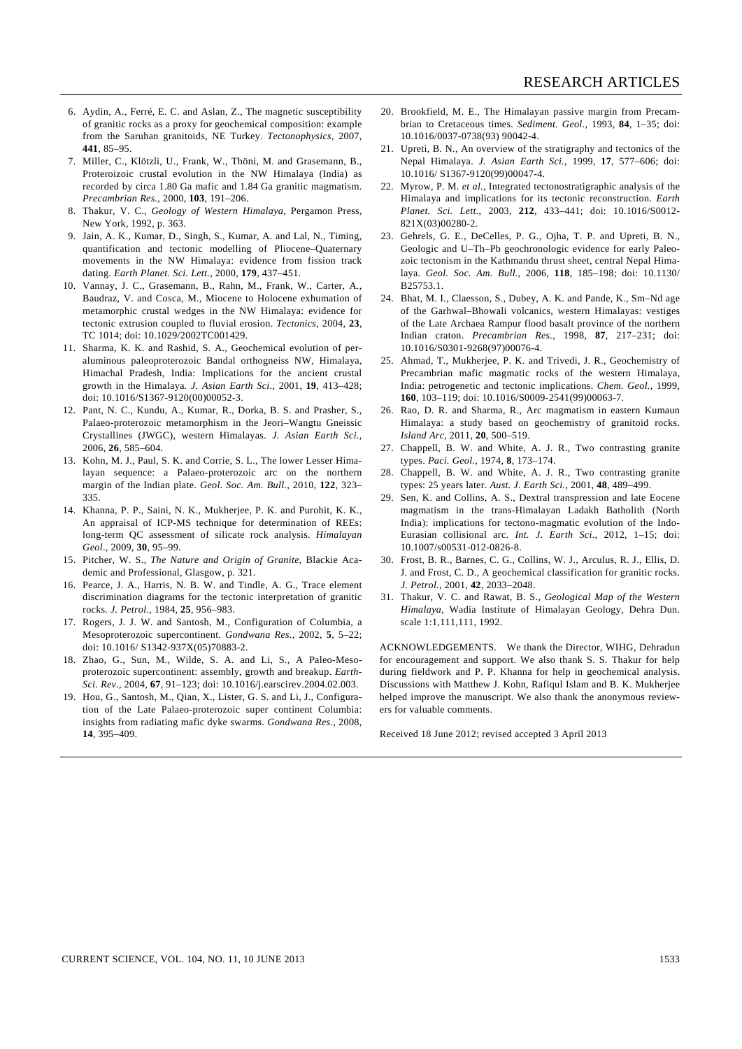6. Aydin, A., Ferré, E. C. and Aslan, Z., The magnetic susceptibility of granitic rocks as a proxy for geochemical composition: example from the Saruhan granitoids, NE Turkey. *Tectonophysics*, 2007, **441**, 85–95.
7. Miller, C., Klötzli, U., Frank, W., Thöni, M. and Grasemann, B., Proteroizoic crustal evolution in the NW Himalaya (India) as recorded by circa 1.80 Ga mafic and 1.84 Ga granitic magmatism. *Precambrian Res.*, 2000, **103**, 191–206.
8. Thakur, V. C., *Geology of Western Himalaya*, Pergamon Press, New York, 1992, p. 363.
9. Jain, A. K., Kumar, D., Singh, S., Kumar, A. and Lal, N., Timing, quantification and tectonic modelling of Pliocene–Quaternary movements in the NW Himalaya: evidence from fission track dating. *Earth Planet. Sci. Lett.*, 2000, **179**, 437–451.
10. Vannay, J. C., Grasemann, B., Rahn, M., Frank, W., Carter, A., Baudraz, V. and Cosca, M., Miocene to Holocene exhumation of metamorphic crustal wedges in the NW Himalaya: evidence for tectonic extrusion coupled to fluvial erosion. *Tectonics*, 2004, **23**, TC 1014; doi: 10.1029/2002TC001429.
11. Sharma, K. K. and Rashid, S. A., Geochemical evolution of peraluminous paleoproterozoic Bandal orthogneiss NW, Himalaya, Himachal Pradesh, India: Implications for the ancient crustal growth in the Himalaya. *J. Asian Earth Sci.*, 2001, **19**, 413–428; doi: 10.1016/S1367-9120(00)00052-3.
12. Pant, N. C., Kundu, A., Kumar, R., Dorka, B. S. and Prasher, S., Palaeo-proterozoic metamorphism in the Jeori–Wangtu Gneissic Crystallines (JWGC), western Himalayas. *J. Asian Earth Sci.*, 2006, **26**, 585–604.
13. Kohn, M. J., Paul, S. K. and Corrie, S. L., The lower Lesser Himalayan sequence: a Palaeo-proterozoic arc on the northern margin of the Indian plate. *Geol. Soc. Am. Bull.*, 2010, **122**, 323–335.
14. Khanna, P. P., Saini, N. K., Mukherjee, P. K. and Purohit, K. K., An appraisal of ICP-MS technique for determination of REEs: long-term QC assessment of silicate rock analysis. *Himalayan Geol*., 2009, **30**, 95–99.
15. Pitcher, W. S., *The Nature and Origin of Granite*, Blackie Academic and Professional, Glasgow, p. 321.
16. Pearce, J. A., Harris, N. B. W. and Tindle, A. G., Trace element discrimination diagrams for the tectonic interpretation of granitic rocks. *J. Petrol.*, 1984, **25**, 956–983.
17. Rogers, J. J. W. and Santosh, M., Configuration of Columbia, a Mesoproterozoic supercontinent. *Gondwana Res.*, 2002, **5**, 5–22; doi: 10.1016/ S1342-937X(05)70883-2.
18. Zhao, G., Sun, M., Wilde, S. A. and Li, S., A Paleo-Mesoproterozoic supercontinent: assembly, growth and breakup. *Earth-Sci. Rev.*, 2004, **67**, 91–123; doi: 10.1016/j.earscirev.2004.02.003.
19. Hou, G., Santosh, M., Qian, X., Lister, G. S. and Li, J., Configuration of the Late Palaeo-proterozoic super continent Columbia: insights from radiating mafic dyke swarms. *Gondwana Res.*, 2008, **14**, 395–409.
20. Brookfield, M. E., The Himalayan passive margin from Precambrian to Cretaceous times. *Sediment. Geol.*, 1993, **84**, 1–35; doi: 10.1016/0037-0738(93) 90042-4.
21. Upreti, B. N., An overview of the stratigraphy and tectonics of the Nepal Himalaya. *J. Asian Earth Sci.*, 1999, **17**, 577–606; doi: 10.1016/ S1367-9120(99)00047-4.
22. Myrow, P. M. *et al.*, Integrated tectonostratigraphic analysis of the Himalaya and implications for its tectonic reconstruction. *Earth Planet. Sci. Lett.*, 2003, **212**, 433–441; doi: 10.1016/S0012-821X(03)00280-2.
23. Gehrels, G. E., DeCelles, P. G., Ojha, T. P. and Upreti, B. N., Geologic and U–Th–Pb geochronologic evidence for early Paleozoic tectonism in the Kathmandu thrust sheet, central Nepal Himalaya. *Geol. Soc. Am. Bull.*, 2006, **118**, 185–198; doi: 10.1130/ B25753.1.
24. Bhat, M. I., Claesson, S., Dubey, A. K. and Pande, K., Sm–Nd age of the Garhwal–Bhowali volcanics, western Himalayas: vestiges of the Late Archaea Rampur flood basalt province of the northern Indian craton. *Precambrian Res.*, 1998, **87**, 217–231; doi: 10.1016/S0301-9268(97)00076-4.
25. Ahmad, T., Mukherjee, P. K. and Trivedi, J. R., Geochemistry of Precambrian mafic magmatic rocks of the western Himalaya, India: petrogenetic and tectonic implications. *Chem. Geol.*, 1999, **160**, 103–119; doi: 10.1016/S0009-2541(99)00063-7.
26. Rao, D. R. and Sharma, R., Arc magmatism in eastern Kumaun Himalaya: a study based on geochemistry of granitoid rocks. *Island Arc*, 2011, **20**, 500–519.
27. Chappell, B. W. and White, A. J. R., Two contrasting granite types. *Paci. Geol.*, 1974, **8**, 173–174.
28. Chappell, B. W. and White, A. J. R., Two contrasting granite types: 25 years later. *Aust. J. Earth Sci.*, 2001, **48**, 489–499.
29. Sen, K. and Collins, A. S., Dextral transpression and late Eocene magmatism in the trans-Himalayan Ladakh Batholith (North India): implications for tectono-magmatic evolution of the Indo-Eurasian collisional arc. *Int. J. Earth Sci*., 2012, 1–15; doi: 10.1007/s00531-012-0826-8.
30. Frost, B. R., Barnes, C. G., Collins, W. J., Arculus, R. J., Ellis, D. J. and Frost, C. D., A geochemical classification for granitic rocks. *J. Petrol.*, 2001, **42**, 2033–2048.
31. Thakur, V. C. and Rawat, B. S., *Geological Map of the Western Himalaya*, Wadia Institute of Himalayan Geology, Dehra Dun. scale 1:1,111,111, 1992.

ACKNOWLEDGEMENTS. We thank the Director, WIHG, Dehradun for encouragement and support. We also thank S. S. Thakur for help during fieldwork and P. P. Khanna for help in geochemical analysis. Discussions with Matthew J. Kohn, Rafiqul Islam and B. K. Mukherjee helped improve the manuscript. We also thank the anonymous reviewers for valuable comments.

Received 18 June 2012; revised accepted 3 April 2013